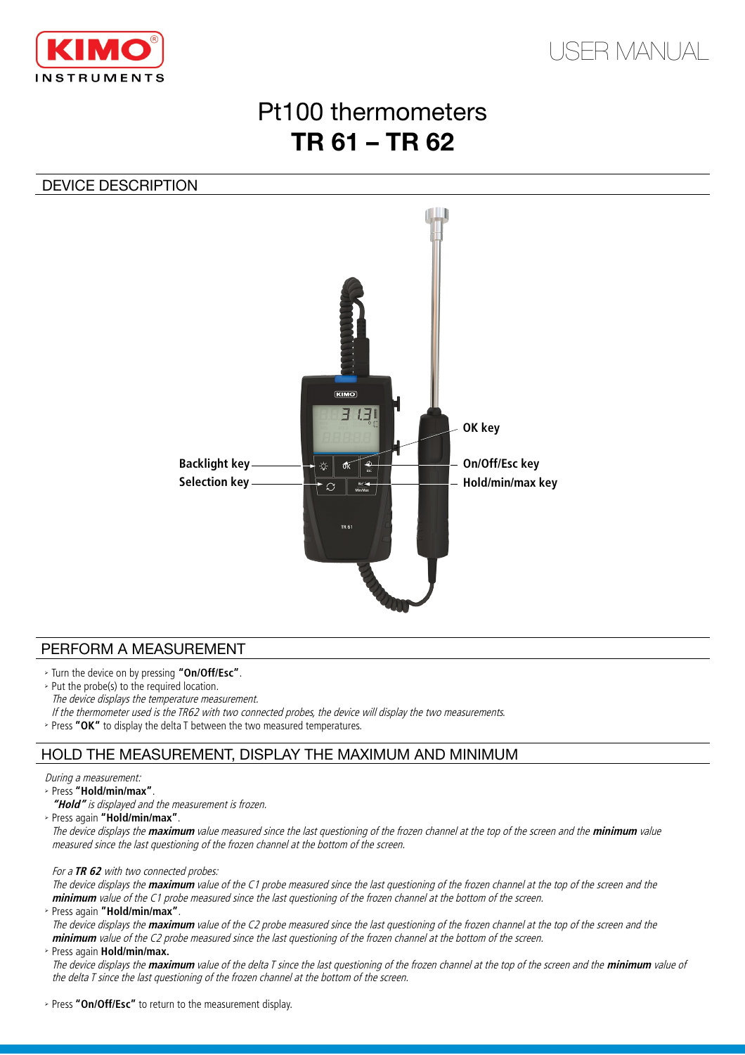KIMO INSTRUMENTS

USER MANUAL

# Pt100 thermometers
# TR 61 – TR 62

## DEVICE DESCRIPTION

Backlight key
Selection key
OK key
On/Off/Esc key
Hold/min/max key

## PERFORM A MEASUREMENT

- Turn the device on by pressing **"On/Off/Esc"**.
- Put the probe(s) to the required location.
  *The device displays the temperature measurement.*
  *If the thermometer used is the TR62 with two connected probes, the device will display the two measurements.*
- Press **"OK"** to display the delta T between the two measured temperatures.

## HOLD THE MEASUREMENT, DISPLAY THE MAXIMUM AND MINIMUM

*During a measurement:*

- Press **"Hold/min/max"**.
  ***"Hold"** is displayed and the measurement is frozen.*
- Press again **"Hold/min/max"**.
  *The device displays the **maximum** value measured since the last questioning of the frozen channel at the top of the screen and the **minimum** value measured since the last questioning of the frozen channel at the bottom of the screen.*

  *For a **TR 62** with two connected probes:*
  *The device displays the **maximum** value of the C1 probe measured since the last questioning of the frozen channel at the top of the screen and the **minimum** value of the C1 probe measured since the last questioning of the frozen channel at the bottom of the screen.*
- Press again **"Hold/min/max"**.
  *The device displays the **maximum** value of the C2 probe measured since the last questioning of the frozen channel at the top of the screen and the **minimum** value of the C2 probe measured since the last questioning of the frozen channel at the bottom of the screen.*
- Press again **Hold/min/max.**
  *The device displays the **maximum** value of the delta T since the last questioning of the frozen channel at the top of the screen and the **minimum** value of the delta T since the last questioning of the frozen channel at the bottom of the screen.*

- Press **"On/Off/Esc"** to return to the measurement display.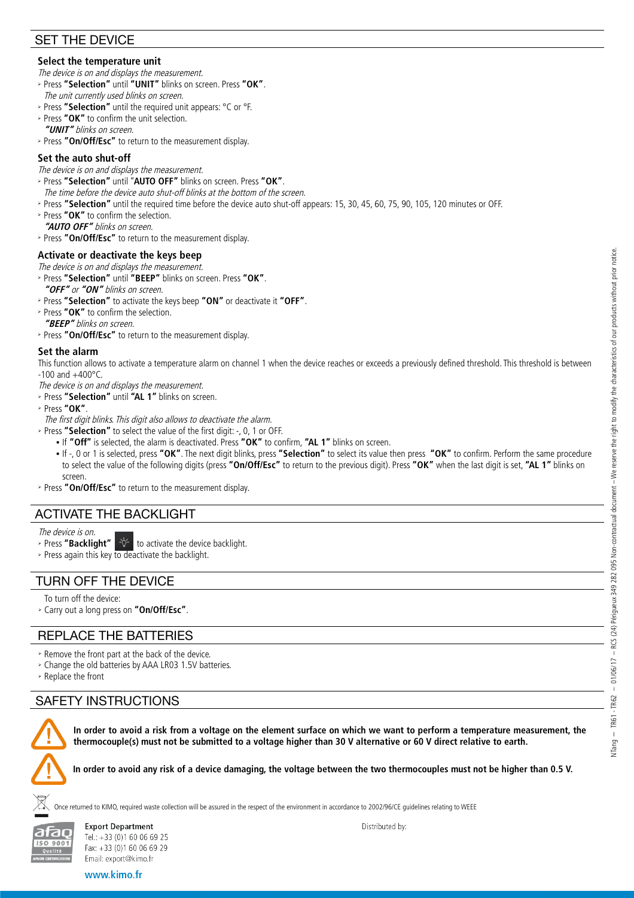## SET THE DEVICE

### Select the temperature unit

*The device is on and displays the measurement.*

- Press **"Selection"** until **"UNIT"** blinks on screen. Press **"OK"**.
  *The unit currently used blinks on screen.*
- Press **"Selection"** until the required unit appears: °C or °F.
- Press **"OK"** to confirm the unit selection.
  ***"UNIT"** blinks on screen.*
- Press **"On/Off/Esc"** to return to the measurement display.

### Set the auto shut-off

*The device is on and displays the measurement.*

- Press **"Selection"** until "**AUTO OFF"** blinks on screen. Press **"OK"**.
  *The time before the device auto shut-off blinks at the bottom of the screen.*
- Press **"Selection"** until the required time before the device auto shut-off appears: 15, 30, 45, 60, 75, 90, 105, 120 minutes or OFF.
- Press **"OK"** to confirm the selection.
  ***"AUTO OFF"** blinks on screen.*
- Press **"On/Off/Esc"** to return to the measurement display.

### Activate or deactivate the keys beep

*The device is on and displays the measurement.*

- Press **"Selection"** until **"BEEP"** blinks on screen. Press **"OK"**.
  ***"OFF"** or **"ON"** blinks on screen.*
- Press **"Selection"** to activate the keys beep **"ON"** or deactivate it **"OFF"**.
- Press **"OK"** to confirm the selection.
  ***"BEEP"** blinks on screen.*
- Press **"On/Off/Esc"** to return to the measurement display.

### Set the alarm

This function allows to activate a temperature alarm on channel 1 when the device reaches or exceeds a previously defined threshold. This threshold is between -100 and +400°C.

*The device is on and displays the measurement.*

- Press **"Selection"** until **"AL 1"** blinks on screen.
- Press **"OK"**.
  *The first digit blinks. This digit also allows to deactivate the alarm.*
- Press **"Selection"** to select the value of the first digit: -, 0, 1 or OFF.
  - If **"Off"** is selected, the alarm is deactivated. Press **"OK"** to confirm, **"AL 1"** blinks on screen.
  - If -, 0 or 1 is selected, press **"OK"**. The next digit blinks, press **"Selection"** to select its value then press **"OK"** to confirm. Perform the same procedure to select the value of the following digits (press **"On/Off/Esc"** to return to the previous digit). Press **"OK"** when the last digit is set, **"AL 1"** blinks on screen.
- Press **"On/Off/Esc"** to return to the measurement display.

## ACTIVATE THE BACKLIGHT

*The device is on.*

- Press **"Backlight"** to activate the device backlight.
- Press again this key to deactivate the backlight.

## TURN OFF THE DEVICE

To turn off the device:

- Carry out a long press on **"On/Off/Esc"**.

## REPLACE THE BATTERIES

- Remove the front part at the back of the device.
- Change the old batteries by AAA LR03 1.5V batteries.
- Replace the front

## SAFETY INSTRUCTIONS

**In order to avoid a risk from a voltage on the element surface on which we want to perform a temperature measurement, the thermocouple(s) must not be submitted to a voltage higher than 30 V alternative or 60 V direct relative to earth.**

**In order to avoid any risk of a device damaging, the voltage between the two thermocouples must not be higher than 0.5 V.**

Once returned to KIMO, required waste collection will be assured in the respect of the environment in accordance to 2002/96/CE guidelines relating to WEEE

Export Department
Tel.: +33 (0)1 60 06 69 25
Fax: +33 (0)1 60 06 69 29
Email: export@kimo.fr

www.kimo.fr

Distributed by:

NTang – TR61 - TR62 – 01/06/17 – RCS (24) Périgueux 349 282 095 Non-contractual document – We reserve the right to modify the characteristics of our products without prior notice.